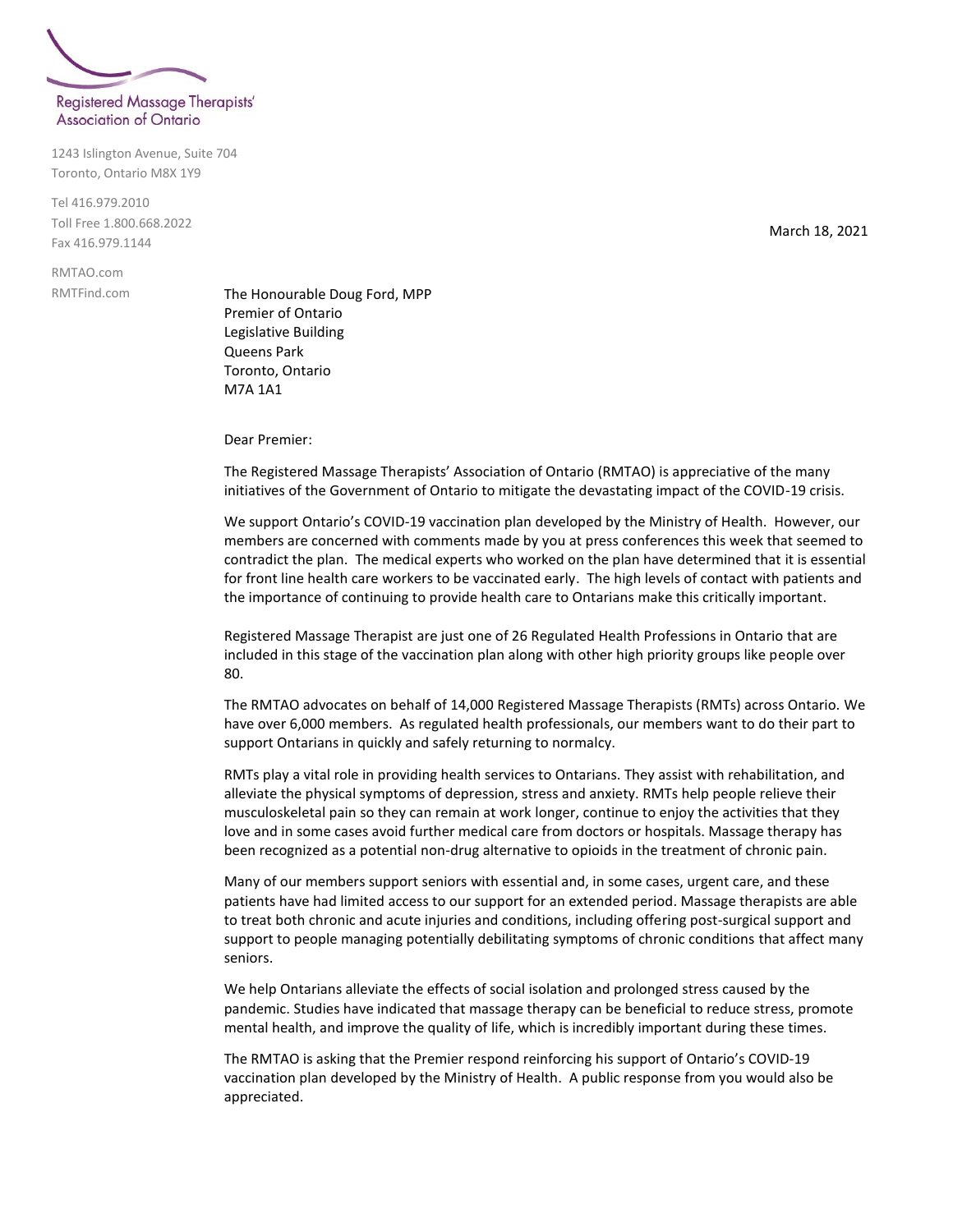Registered Massage Therapists' Association of Ontario

1243 Islington Avenue, Suite 704
Toronto, Ontario M8X 1Y9

Tel 416.979.2010
Toll Free 1.800.668.2022
Fax 416.979.1144

RMTAO.com
RMTFind.com

March 18, 2021

The Honourable Doug Ford, MPP
Premier of Ontario
Legislative Building
Queens Park
Toronto, Ontario
M7A 1A1

Dear Premier:

The Registered Massage Therapists' Association of Ontario (RMTAO) is appreciative of the many initiatives of the Government of Ontario to mitigate the devastating impact of the COVID-19 crisis.

We support Ontario's COVID-19 vaccination plan developed by the Ministry of Health. However, our members are concerned with comments made by you at press conferences this week that seemed to contradict the plan. The medical experts who worked on the plan have determined that it is essential for front line health care workers to be vaccinated early. The high levels of contact with patients and the importance of continuing to provide health care to Ontarians make this critically important.

Registered Massage Therapist are just one of 26 Regulated Health Professions in Ontario that are included in this stage of the vaccination plan along with other high priority groups like people over 80.

The RMTAO advocates on behalf of 14,000 Registered Massage Therapists (RMTs) across Ontario. We have over 6,000 members. As regulated health professionals, our members want to do their part to support Ontarians in quickly and safely returning to normalcy.

RMTs play a vital role in providing health services to Ontarians. They assist with rehabilitation, and alleviate the physical symptoms of depression, stress and anxiety. RMTs help people relieve their musculoskeletal pain so they can remain at work longer, continue to enjoy the activities that they love and in some cases avoid further medical care from doctors or hospitals. Massage therapy has been recognized as a potential non-drug alternative to opioids in the treatment of chronic pain.

Many of our members support seniors with essential and, in some cases, urgent care, and these patients have had limited access to our support for an extended period. Massage therapists are able to treat both chronic and acute injuries and conditions, including offering post-surgical support and support to people managing potentially debilitating symptoms of chronic conditions that affect many seniors.

We help Ontarians alleviate the effects of social isolation and prolonged stress caused by the pandemic. Studies have indicated that massage therapy can be beneficial to reduce stress, promote mental health, and improve the quality of life, which is incredibly important during these times.

The RMTAO is asking that the Premier respond reinforcing his support of Ontario's COVID-19 vaccination plan developed by the Ministry of Health. A public response from you would also be appreciated.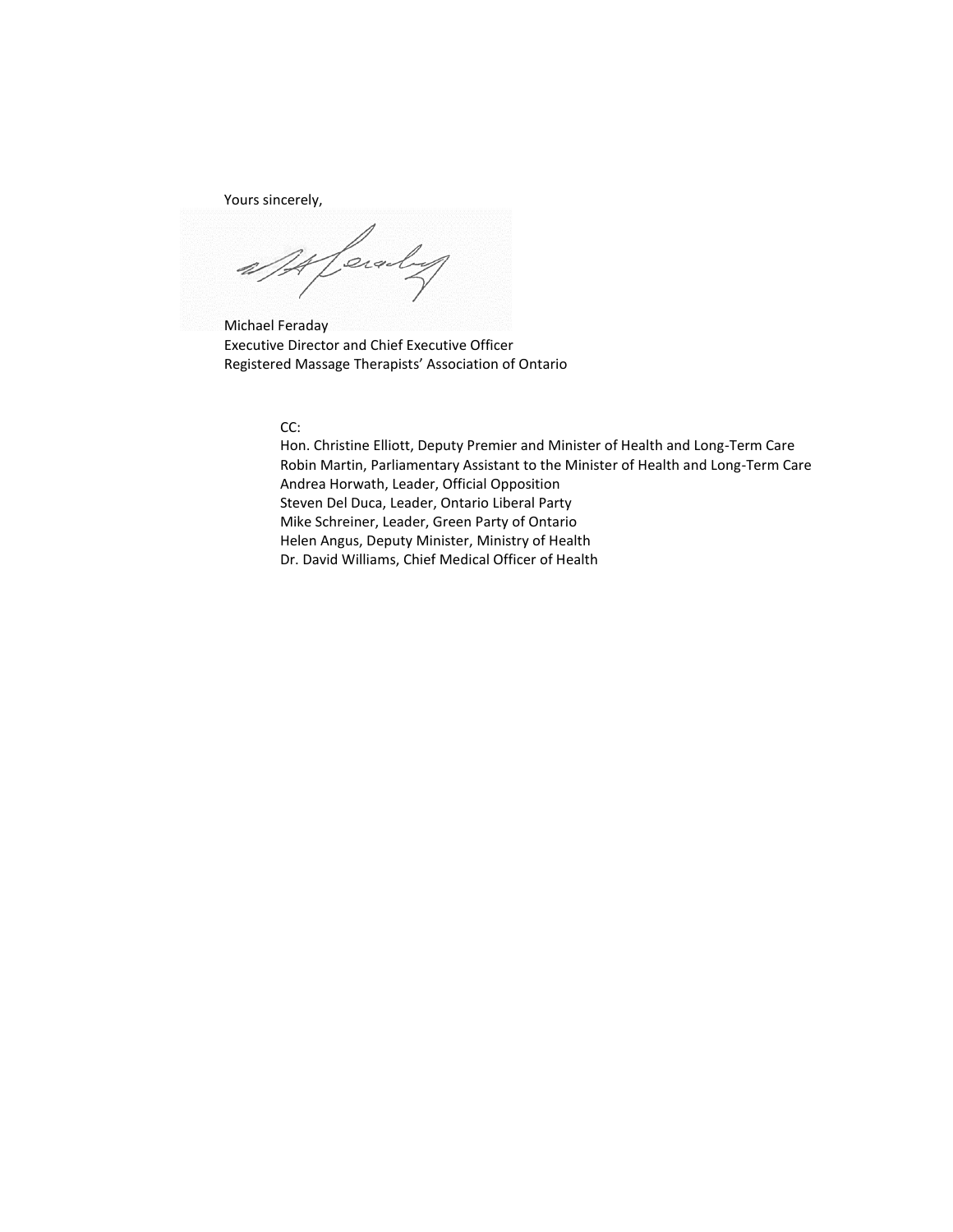Yours sincerely,

Michael Feraday
Executive Director and Chief Executive Officer
Registered Massage Therapists' Association of Ontario

CC:
Hon. Christine Elliott, Deputy Premier and Minister of Health and Long-Term Care
Robin Martin, Parliamentary Assistant to the Minister of Health and Long-Term Care
Andrea Horwath, Leader, Official Opposition
Steven Del Duca, Leader, Ontario Liberal Party
Mike Schreiner, Leader, Green Party of Ontario
Helen Angus, Deputy Minister, Ministry of Health
Dr. David Williams, Chief Medical Officer of Health